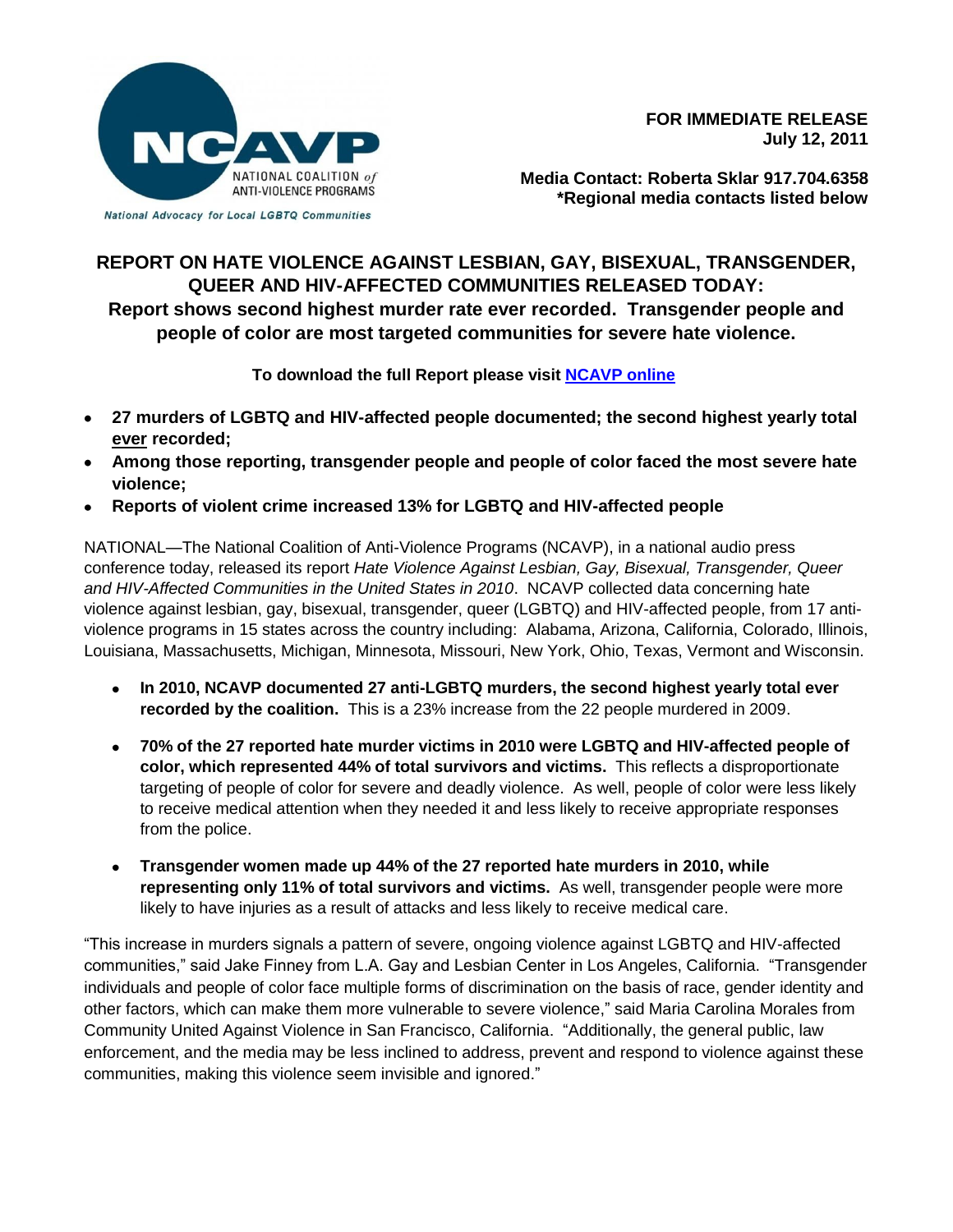NCAVP
NATIONAL COALITION *of* ANTI-VIOLENCE PROGRAMS

*National Advocacy for Local LGBTQ Communities*

**FOR IMMEDIATE RELEASE**
**July 12, 2011**

**Media Contact: Roberta Sklar 917.704.6358**
**\*Regional media contacts listed below**

# REPORT ON HATE VIOLENCE AGAINST LESBIAN, GAY, BISEXUAL, TRANSGENDER, QUEER AND HIV-AFFECTED COMMUNITIES RELEASED TODAY:

## Report shows second highest murder rate ever recorded. Transgender people and people of color are most targeted communities for severe hate violence.

**To download the full Report please visit [NCAVP online]()**

- **27 murders of LGBTQ and HIV-affected people documented; the second highest yearly total ever recorded;**
- **Among those reporting, transgender people and people of color faced the most severe hate violence;**
- **Reports of violent crime increased 13% for LGBTQ and HIV-affected people**

NATIONAL—The National Coalition of Anti-Violence Programs (NCAVP), in a national audio press conference today, released its report *Hate Violence Against Lesbian, Gay, Bisexual, Transgender, Queer and HIV-Affected Communities in the United States in 2010*. NCAVP collected data concerning hate violence against lesbian, gay, bisexual, transgender, queer (LGBTQ) and HIV-affected people, from 17 anti-violence programs in 15 states across the country including: Alabama, Arizona, California, Colorado, Illinois, Louisiana, Massachusetts, Michigan, Minnesota, Missouri, New York, Ohio, Texas, Vermont and Wisconsin.

- **In 2010, NCAVP documented 27 anti-LGBTQ murders, the second highest yearly total ever recorded by the coalition.** This is a 23% increase from the 22 people murdered in 2009.
- **70% of the 27 reported hate murder victims in 2010 were LGBTQ and HIV-affected people of color, which represented 44% of total survivors and victims.** This reflects a disproportionate targeting of people of color for severe and deadly violence. As well, people of color were less likely to receive medical attention when they needed it and less likely to receive appropriate responses from the police.
- **Transgender women made up 44% of the 27 reported hate murders in 2010, while representing only 11% of total survivors and victims.** As well, transgender people were more likely to have injuries as a result of attacks and less likely to receive medical care.

"This increase in murders signals a pattern of severe, ongoing violence against LGBTQ and HIV-affected communities," said Jake Finney from L.A. Gay and Lesbian Center in Los Angeles, California. "Transgender individuals and people of color face multiple forms of discrimination on the basis of race, gender identity and other factors, which can make them more vulnerable to severe violence," said Maria Carolina Morales from Community United Against Violence in San Francisco, California. "Additionally, the general public, law enforcement, and the media may be less inclined to address, prevent and respond to violence against these communities, making this violence seem invisible and ignored."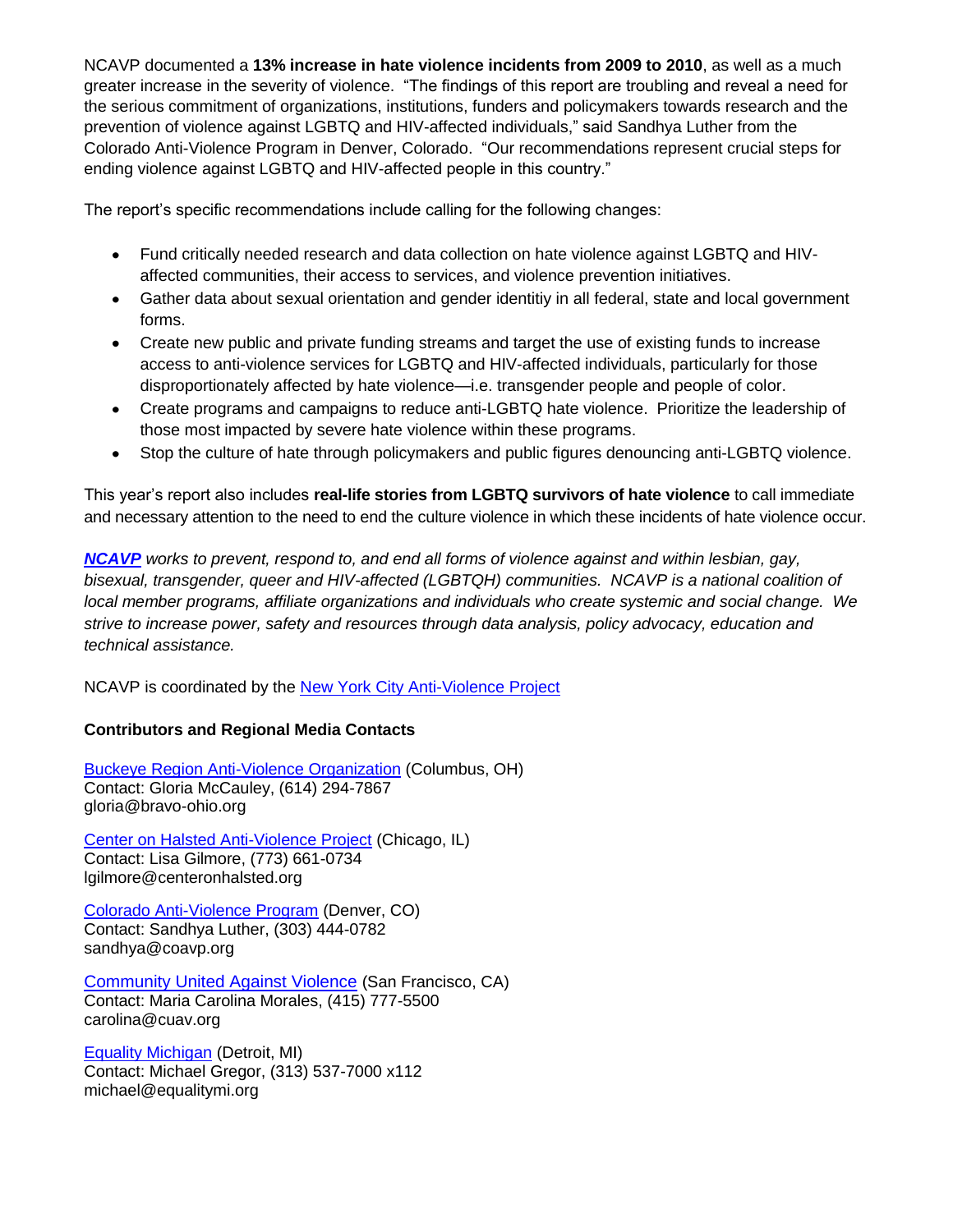NCAVP documented a **13% increase in hate violence incidents from 2009 to 2010**, as well as a much greater increase in the severity of violence. "The findings of this report are troubling and reveal a need for the serious commitment of organizations, institutions, funders and policymakers towards research and the prevention of violence against LGBTQ and HIV-affected individuals," said Sandhya Luther from the Colorado Anti-Violence Program in Denver, Colorado. "Our recommendations represent crucial steps for ending violence against LGBTQ and HIV-affected people in this country."

The report's specific recommendations include calling for the following changes:

- Fund critically needed research and data collection on hate violence against LGBTQ and HIV-affected communities, their access to services, and violence prevention initiatives.
- Gather data about sexual orientation and gender identitiy in all federal, state and local government forms.
- Create new public and private funding streams and target the use of existing funds to increase access to anti-violence services for LGBTQ and HIV-affected individuals, particularly for those disproportionately affected by hate violence—i.e. transgender people and people of color.
- Create programs and campaigns to reduce anti-LGBTQ hate violence. Prioritize the leadership of those most impacted by severe hate violence within these programs.
- Stop the culture of hate through policymakers and public figures denouncing anti-LGBTQ violence.

This year's report also includes **real-life stories from LGBTQ survivors of hate violence** to call immediate and necessary attention to the need to end the culture violence in which these incidents of hate violence occur.

***NCAVP** works to prevent, respond to, and end all forms of violence against and within lesbian, gay, bisexual, transgender, queer and HIV-affected (LGBTQH) communities. NCAVP is a national coalition of local member programs, affiliate organizations and individuals who create systemic and social change. We strive to increase power, safety and resources through data analysis, policy advocacy, education and technical assistance.*

NCAVP is coordinated by the New York City Anti-Violence Project

**Contributors and Regional Media Contacts**

Buckeye Region Anti-Violence Organization (Columbus, OH)
Contact: Gloria McCauley, (614) 294-7867
gloria@bravo-ohio.org

Center on Halsted Anti-Violence Project (Chicago, IL)
Contact: Lisa Gilmore, (773) 661-0734
lgilmore@centeronhalsted.org

Colorado Anti-Violence Program (Denver, CO)
Contact: Sandhya Luther, (303) 444-0782
sandhya@coavp.org

Community United Against Violence (San Francisco, CA)
Contact: Maria Carolina Morales, (415) 777-5500
carolina@cuav.org

Equality Michigan (Detroit, MI)
Contact: Michael Gregor, (313) 537-7000 x112
michael@equalitymi.org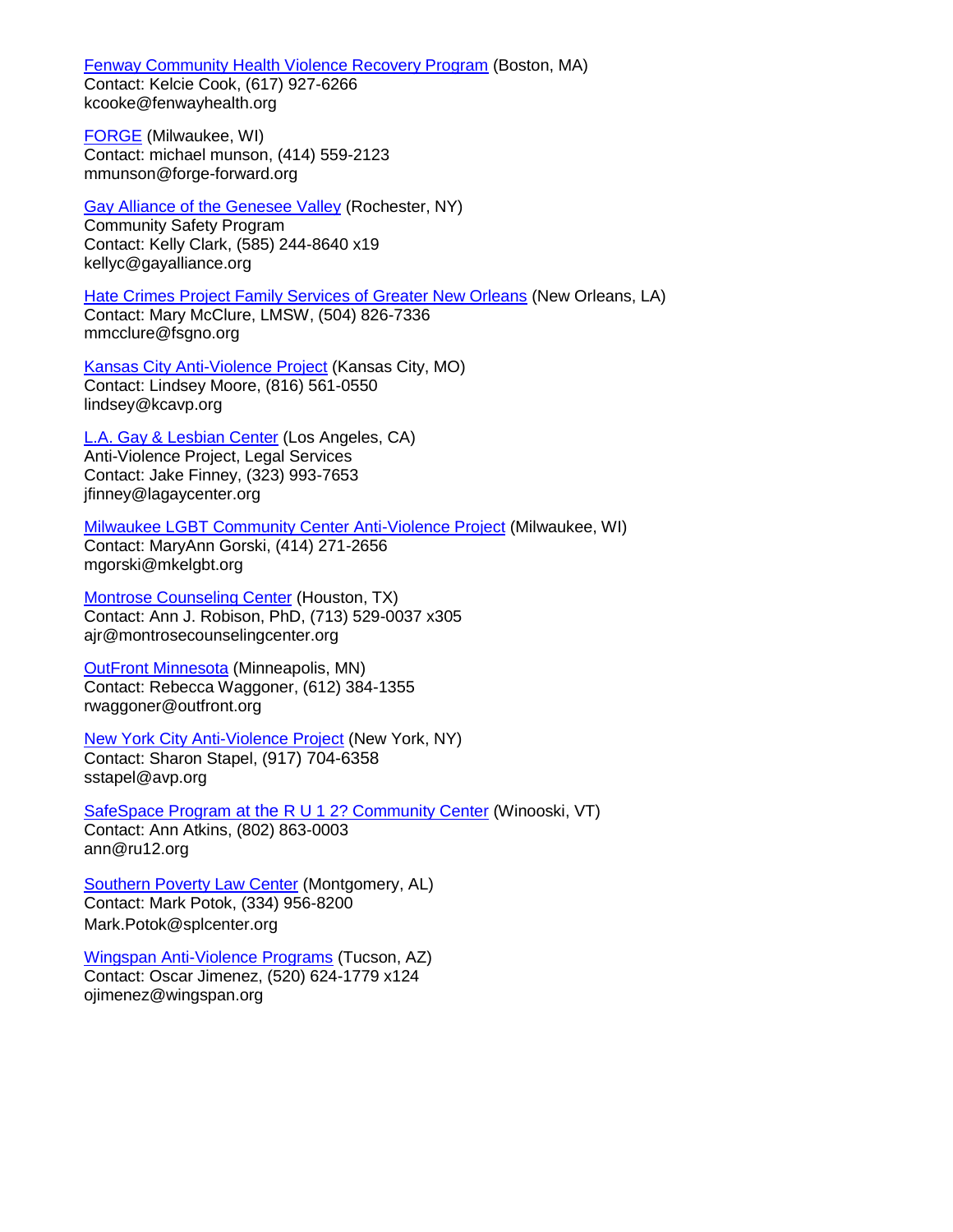Fenway Community Health Violence Recovery Program (Boston, MA)
Contact: Kelcie Cook, (617) 927-6266
kcooke@fenwayhealth.org

FORGE (Milwaukee, WI)
Contact: michael munson, (414) 559-2123
mmunson@forge-forward.org

Gay Alliance of the Genesee Valley (Rochester, NY)
Community Safety Program
Contact: Kelly Clark, (585) 244-8640 x19
kellyc@gayalliance.org

Hate Crimes Project Family Services of Greater New Orleans (New Orleans, LA)
Contact: Mary McClure, LMSW, (504) 826-7336
mmcclure@fsgno.org

Kansas City Anti-Violence Project (Kansas City, MO)
Contact: Lindsey Moore, (816) 561-0550
lindsey@kcavp.org

L.A. Gay & Lesbian Center (Los Angeles, CA)
Anti-Violence Project, Legal Services
Contact: Jake Finney, (323) 993-7653
jfinney@lagaycenter.org

Milwaukee LGBT Community Center Anti-Violence Project (Milwaukee, WI)
Contact: MaryAnn Gorski, (414) 271-2656
mgorski@mkelgbt.org

Montrose Counseling Center (Houston, TX)
Contact: Ann J. Robison, PhD, (713) 529-0037 x305
ajr@montrosecounselingcenter.org

OutFront Minnesota (Minneapolis, MN)
Contact: Rebecca Waggoner, (612) 384-1355
rwaggoner@outfront.org

New York City Anti-Violence Project (New York, NY)
Contact: Sharon Stapel, (917) 704-6358
sstapel@avp.org

SafeSpace Program at the R U 1 2? Community Center (Winooski, VT)
Contact: Ann Atkins, (802) 863-0003
ann@ru12.org

Southern Poverty Law Center (Montgomery, AL)
Contact: Mark Potok, (334) 956-8200
Mark.Potok@splcenter.org

Wingspan Anti-Violence Programs (Tucson, AZ)
Contact: Oscar Jimenez, (520) 624-1779 x124
ojimenez@wingspan.org